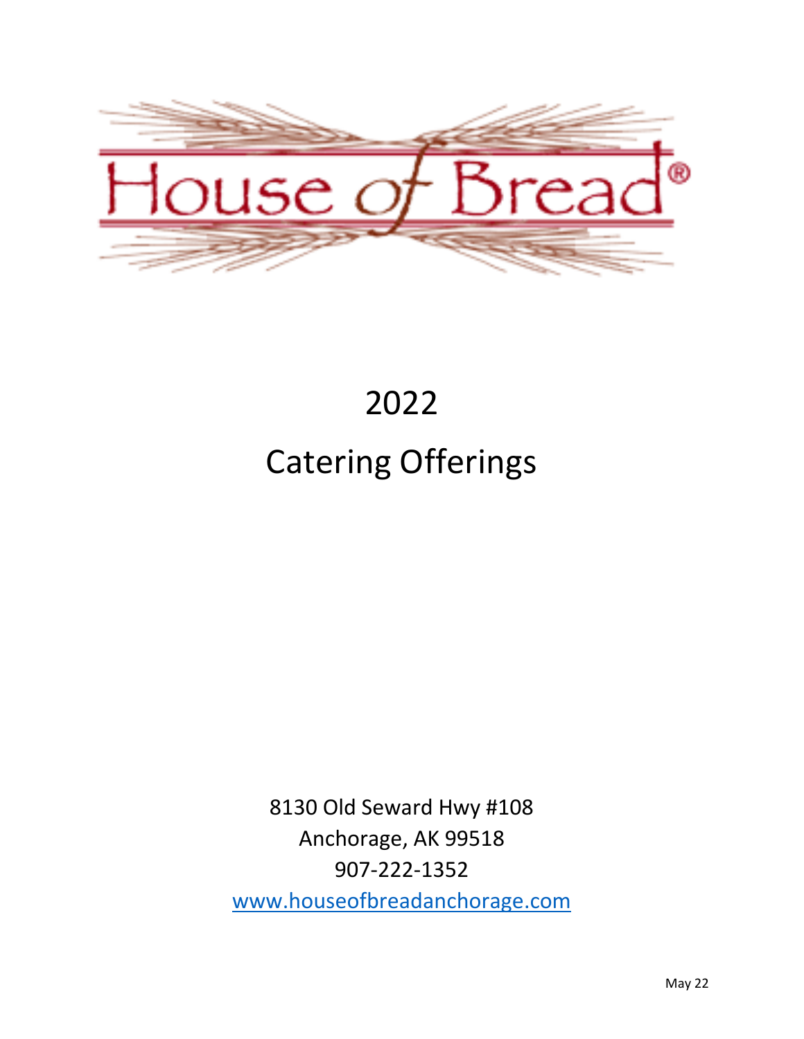# House of Bread®

# 2022

# Catering Offerings

8130 Old Seward Hwy #108
Anchorage, AK 99518
907-222-1352
[www.houseofbreadanchorage.com](http://www.houseofbreadanchorage.com)

May 22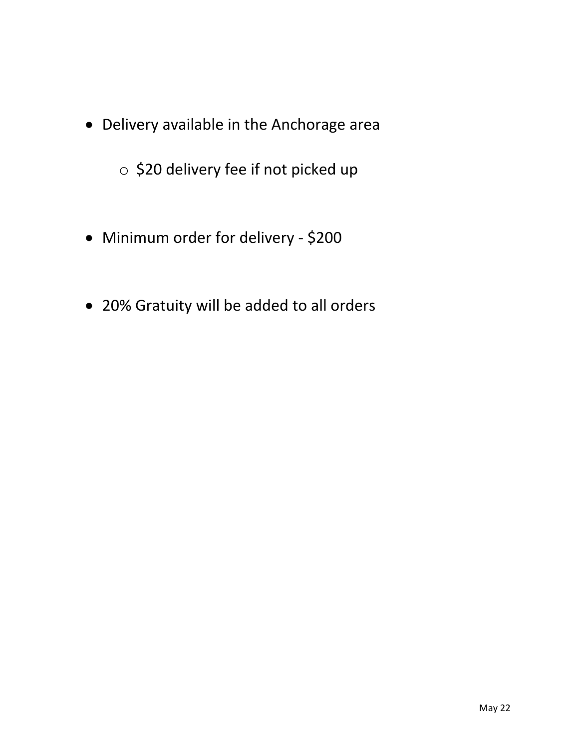- Delivery available in the Anchorage area
    - $20 delivery fee if not picked up

- Minimum order for delivery - $200

- 20% Gratuity will be added to all orders

May 22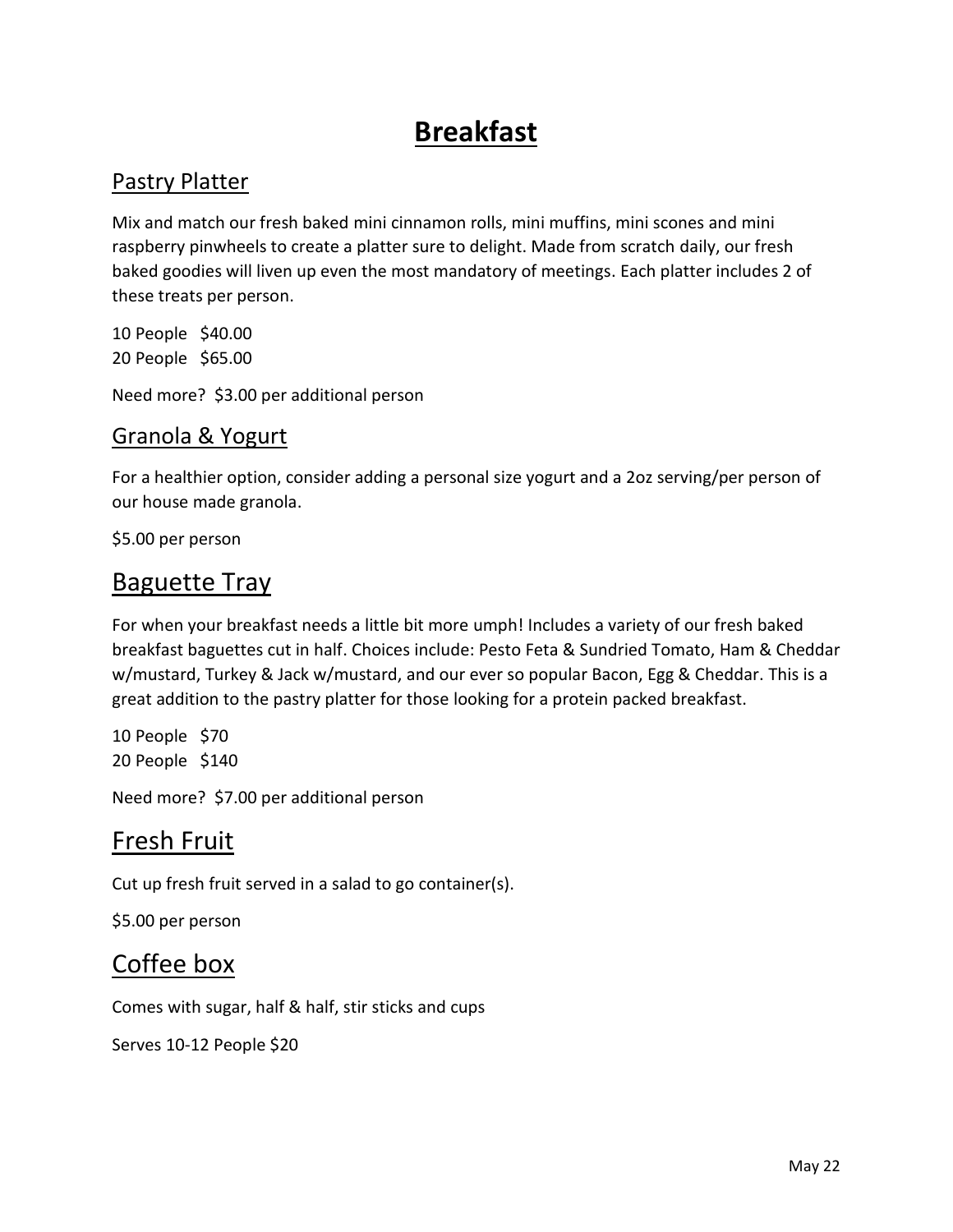# Breakfast

## Pastry Platter

Mix and match our fresh baked mini cinnamon rolls, mini muffins, mini scones and mini raspberry pinwheels to create a platter sure to delight. Made from scratch daily, our fresh baked goodies will liven up even the most mandatory of meetings. Each platter includes 2 of these treats per person.

10 People $40.00
20 People $65.00

Need more? $3.00 per additional person

## Granola & Yogurt

For a healthier option, consider adding a personal size yogurt and a 2oz serving/per person of our house made granola.

$5.00 per person

## Baguette Tray

For when your breakfast needs a little bit more umph! Includes a variety of our fresh baked breakfast baguettes cut in half. Choices include: Pesto Feta & Sundried Tomato, Ham & Cheddar w/mustard, Turkey & Jack w/mustard, and our ever so popular Bacon, Egg & Cheddar. This is a great addition to the pastry platter for those looking for a protein packed breakfast.

10 People $70
20 People $140

Need more? $7.00 per additional person

## Fresh Fruit

Cut up fresh fruit served in a salad to go container(s).

$5.00 per person

## Coffee box

Comes with sugar, half & half, stir sticks and cups

Serves 10-12 People $20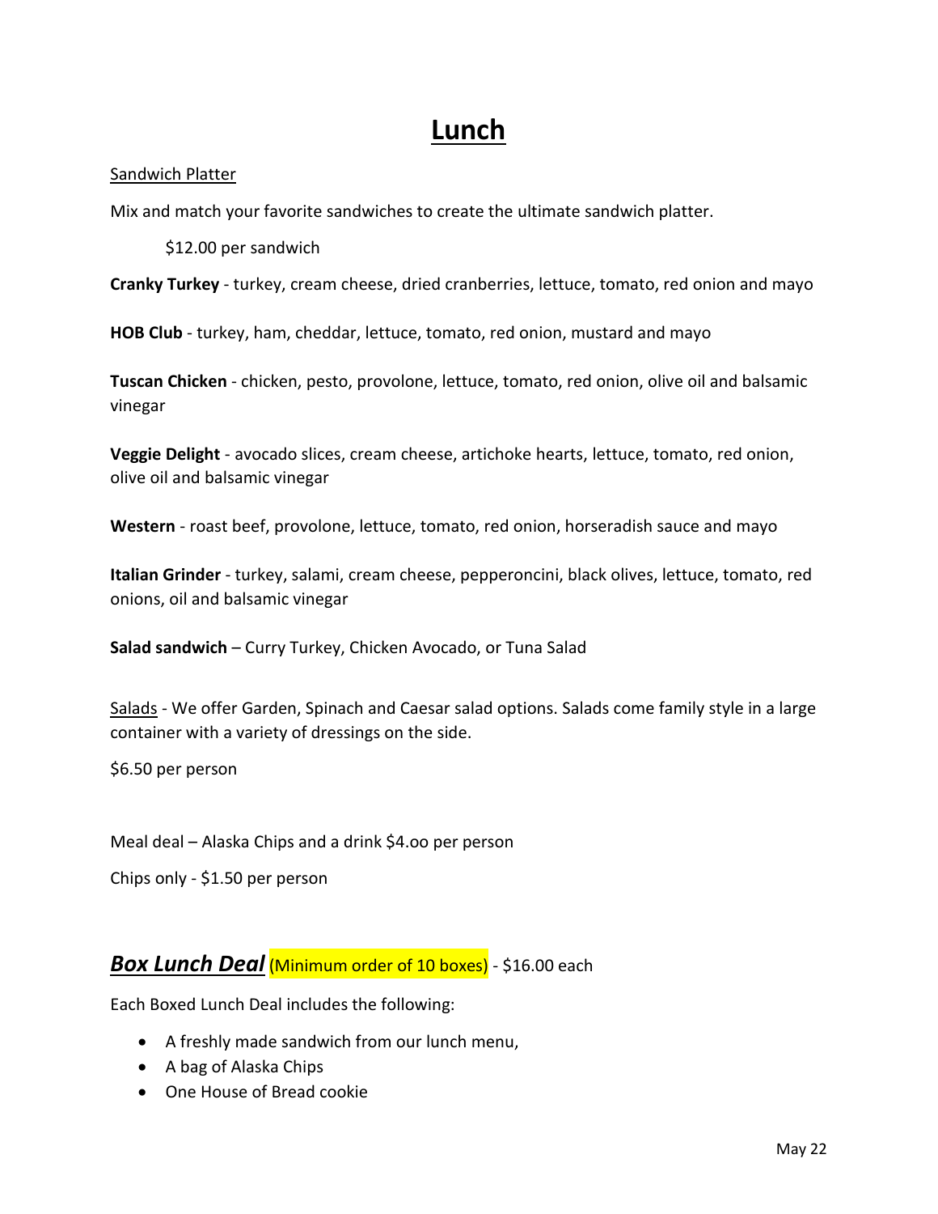# Lunch

Sandwich Platter

Mix and match your favorite sandwiches to create the ultimate sandwich platter.

$12.00 per sandwich

**Cranky Turkey** - turkey, cream cheese, dried cranberries, lettuce, tomato, red onion and mayo

**HOB Club** - turkey, ham, cheddar, lettuce, tomato, red onion, mustard and mayo

**Tuscan Chicken** - chicken, pesto, provolone, lettuce, tomato, red onion, olive oil and balsamic vinegar

**Veggie Delight** - avocado slices, cream cheese, artichoke hearts, lettuce, tomato, red onion, olive oil and balsamic vinegar

**Western** - roast beef, provolone, lettuce, tomato, red onion, horseradish sauce and mayo

**Italian Grinder** - turkey, salami, cream cheese, pepperoncini, black olives, lettuce, tomato, red onions, oil and balsamic vinegar

**Salad sandwich** – Curry Turkey, Chicken Avocado, or Tuna Salad

Salads - We offer Garden, Spinach and Caesar salad options. Salads come family style in a large container with a variety of dressings on the side.

$6.50 per person

Meal deal – Alaska Chips and a drink $4.oo per person

Chips only - $1.50 per person

## ***Box Lunch Deal*** (Minimum order of 10 boxes) - $16.00 each

Each Boxed Lunch Deal includes the following:

- A freshly made sandwich from our lunch menu,
- A bag of Alaska Chips
- One House of Bread cookie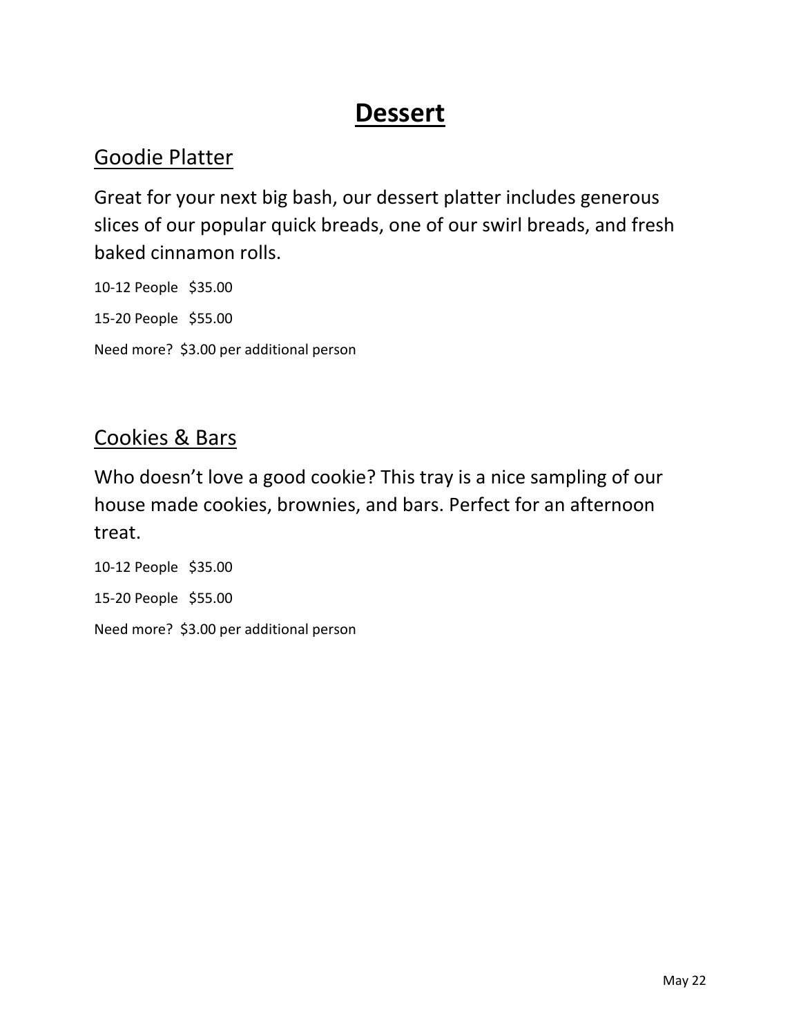# Dessert

## Goodie Platter

Great for your next big bash, our dessert platter includes generous slices of our popular quick breads, one of our swirl breads, and fresh baked cinnamon rolls.

10-12 People  $35.00

15-20 People  $55.00

Need more?  $3.00 per additional person

## Cookies & Bars

Who doesn't love a good cookie? This tray is a nice sampling of our house made cookies, brownies, and bars. Perfect for an afternoon treat.

10-12 People  $35.00

15-20 People  $55.00

Need more?  $3.00 per additional person